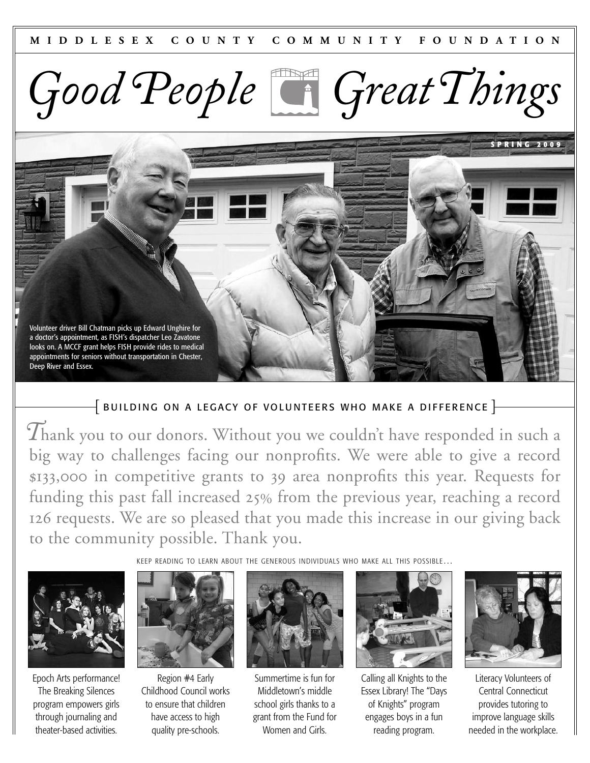MIDDLESEX COUNTY COMMUNITY FOUNDATION

# Good People Great Things

SPRING 2009

Volunteer driver Bill Chatman picks up Edward Unghire for a doctor's appointment, as FISH's dispatcher Leo Zavatone looks on. A MCCF grant helps FISH provide rides to medical appointments for seniors without transportation in Chester, Deep River and Essex.

## [ BUILDING ON A LEGACY OF VOLUNTEERS WHO MAKE A DIFFERENCE ]

Thank you to our donors. Without you we couldn't have responded in such a big way to challenges facing our nonprofits. We were able to give a record $133,000 in competitive grants to 39 area nonprofits this year. Requests for funding this past fall increased 25% from the previous year, reaching a record 126 requests. We are so pleased that you made this increase in our giving back to the community possible. Thank you.

KEEP READING TO LEARN ABOUT THE GENEROUS INDIVIDUALS WHO MAKE ALL THIS POSSIBLE...

Epoch Arts performance! The Breaking Silences program empowers girls through journaling and theater-based activities.

Region #4 Early Childhood Council works to ensure that children have access to high quality pre-schools.

Summertime is fun for Middletown's middle school girls thanks to a grant from the Fund for Women and Girls.

Calling all Knights to the Essex Library! The "Days of Knights" program engages boys in a fun reading program.

Literacy Volunteers of Central Connecticut provides tutoring to improve language skills needed in the workplace.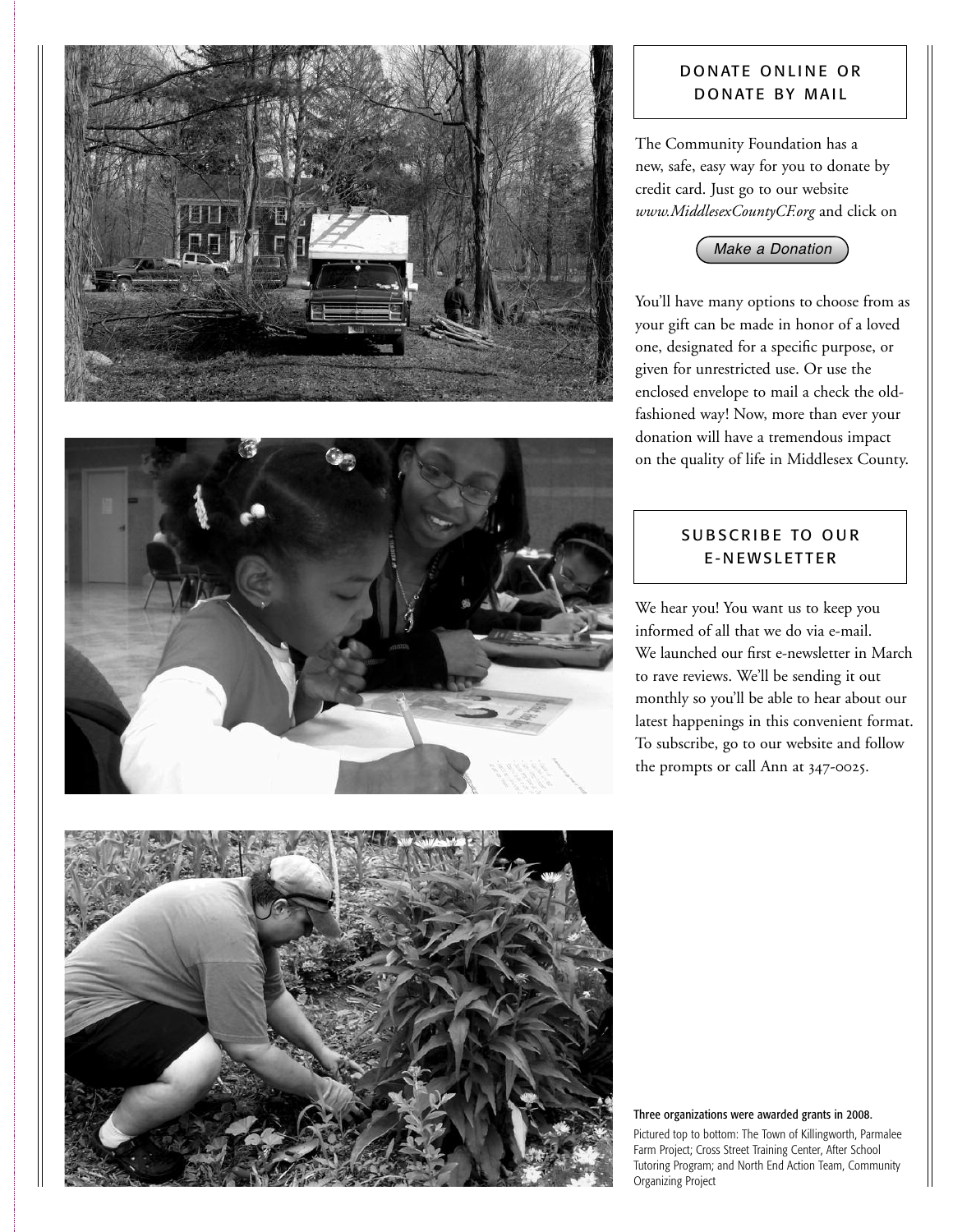## DONATE ONLINE OR DONATE BY MAIL

The Community Foundation has a new, safe, easy way for you to donate by credit card. Just go to our website *www.MiddlesexCountyCF.org* and click on

*Make a Donation*

You'll have many options to choose from as your gift can be made in honor of a loved one, designated for a specific purpose, or given for unrestricted use. Or use the enclosed envelope to mail a check the old-fashioned way! Now, more than ever your donation will have a tremendous impact on the quality of life in Middlesex County.

## SUBSCRIBE TO OUR E-NEWSLETTER

We hear you! You want us to keep you informed of all that we do via e-mail. We launched our first e-newsletter in March to rave reviews. We'll be sending it out monthly so you'll be able to hear about our latest happenings in this convenient format. To subscribe, go to our website and follow the prompts or call Ann at 347-0025.

**Three organizations were awarded grants in 2008.**

Pictured top to bottom: The Town of Killingworth, Parmalee Farm Project; Cross Street Training Center, After School Tutoring Program; and North End Action Team, Community Organizing Project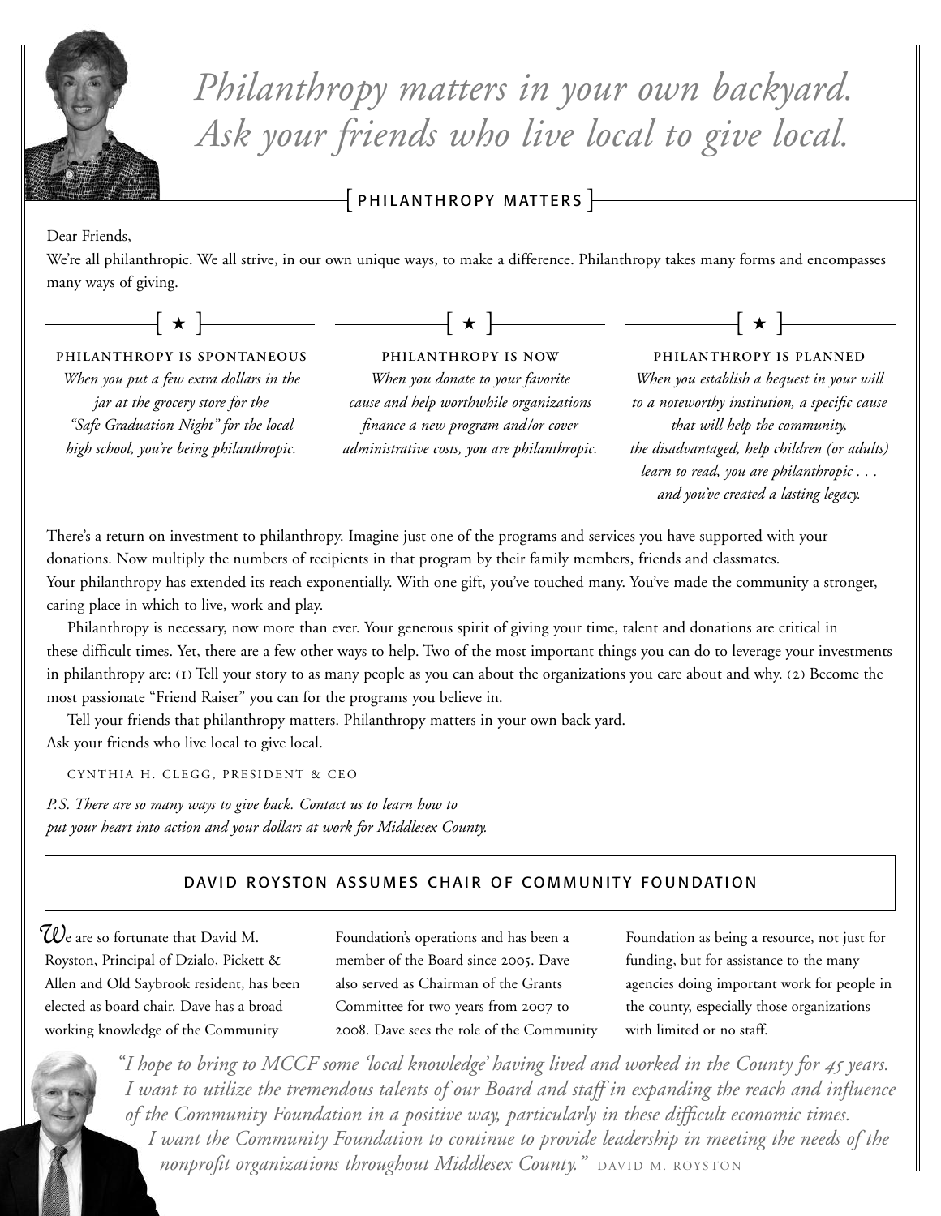# *Philanthropy matters in your own backyard. Ask your friends who live local to give local.*

## [ PHILANTHROPY MATTERS ]

Dear Friends,

We're all philanthropic. We all strive, in our own unique ways, to make a difference. Philanthropy takes many forms and encompasses many ways of giving.

[ ★ ]

**PHILANTHROPY IS SPONTANEOUS**

*When you put a few extra dollars in the jar at the grocery store for the "Safe Graduation Night" for the local high school, you're being philanthropic.*

[ ★ ]

**PHILANTHROPY IS NOW**

*When you donate to your favorite cause and help worthwhile organizations finance a new program and/or cover administrative costs, you are philanthropic.*

[ ★ ]

**PHILANTHROPY IS PLANNED**

*When you establish a bequest in your will to a noteworthy institution, a specific cause that will help the community, the disadvantaged, help children (or adults) learn to read, you are philanthropic . . . and you've created a lasting legacy.*

There's a return on investment to philanthropy. Imagine just one of the programs and services you have supported with your donations. Now multiply the numbers of recipients in that program by their family members, friends and classmates. Your philanthropy has extended its reach exponentially. With one gift, you've touched many. You've made the community a stronger, caring place in which to live, work and play.

Philanthropy is necessary, now more than ever. Your generous spirit of giving your time, talent and donations are critical in these difficult times. Yet, there are a few other ways to help. Two of the most important things you can do to leverage your investments in philanthropy are: (1) Tell your story to as many people as you can about the organizations you care about and why. (2) Become the most passionate "Friend Raiser" you can for the programs you believe in.

Tell your friends that philanthropy matters. Philanthropy matters in your own back yard. Ask your friends who live local to give local.

CYNTHIA H. CLEGG, PRESIDENT & CEO

*P.S. There are so many ways to give back. Contact us to learn how to put your heart into action and your dollars at work for Middlesex County.*

## DAVID ROYSTON ASSUMES CHAIR OF COMMUNITY FOUNDATION

We are so fortunate that David M. Royston, Principal of Dzialo, Pickett & Allen and Old Saybrook resident, has been elected as board chair. Dave has a broad working knowledge of the Community Foundation's operations and has been a member of the Board since 2005. Dave also served as Chairman of the Grants Committee for two years from 2007 to 2008. Dave sees the role of the Community Foundation as being a resource, not just for funding, but for assistance to the many agencies doing important work for people in the county, especially those organizations with limited or no staff.

*"I hope to bring to MCCF some 'local knowledge' having lived and worked in the County for 45 years. I want to utilize the tremendous talents of our Board and staff in expanding the reach and influence of the Community Foundation in a positive way, particularly in these difficult economic times. I want the Community Foundation to continue to provide leadership in meeting the needs of the nonprofit organizations throughout Middlesex County."* DAVID M. ROYSTON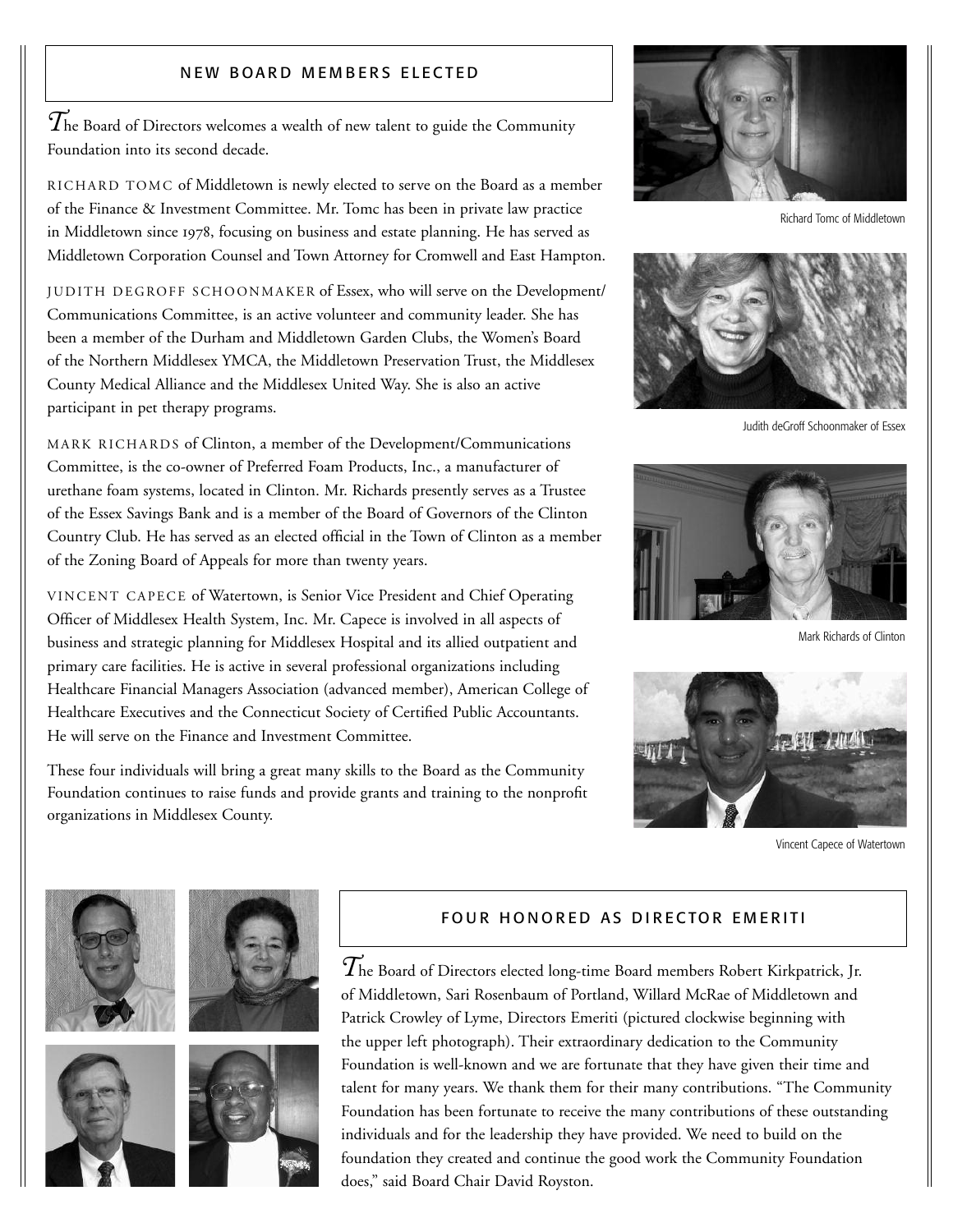## NEW BOARD MEMBERS ELECTED

The Board of Directors welcomes a wealth of new talent to guide the Community Foundation into its second decade.

RICHARD TOMC of Middletown is newly elected to serve on the Board as a member of the Finance & Investment Committee. Mr. Tomc has been in private law practice in Middletown since 1978, focusing on business and estate planning. He has served as Middletown Corporation Counsel and Town Attorney for Cromwell and East Hampton.

JUDITH DEGROFF SCHOONMAKER of Essex, who will serve on the Development/Communications Committee, is an active volunteer and community leader. She has been a member of the Durham and Middletown Garden Clubs, the Women's Board of the Northern Middlesex YMCA, the Middletown Preservation Trust, the Middlesex County Medical Alliance and the Middlesex United Way. She is also an active participant in pet therapy programs.

MARK RICHARDS of Clinton, a member of the Development/Communications Committee, is the co-owner of Preferred Foam Products, Inc., a manufacturer of urethane foam systems, located in Clinton. Mr. Richards presently serves as a Trustee of the Essex Savings Bank and is a member of the Board of Governors of the Clinton Country Club. He has served as an elected official in the Town of Clinton as a member of the Zoning Board of Appeals for more than twenty years.

VINCENT CAPECE of Watertown, is Senior Vice President and Chief Operating Officer of Middlesex Health System, Inc. Mr. Capece is involved in all aspects of business and strategic planning for Middlesex Hospital and its allied outpatient and primary care facilities. He is active in several professional organizations including Healthcare Financial Managers Association (advanced member), American College of Healthcare Executives and the Connecticut Society of Certified Public Accountants. He will serve on the Finance and Investment Committee.

These four individuals will bring a great many skills to the Board as the Community Foundation continues to raise funds and provide grants and training to the nonprofit organizations in Middlesex County.

Richard Tomc of Middletown

Judith deGroff Schoonmaker of Essex

Mark Richards of Clinton

Vincent Capece of Watertown

## FOUR HONORED AS DIRECTOR EMERITI

The Board of Directors elected long-time Board members Robert Kirkpatrick, Jr. of Middletown, Sari Rosenbaum of Portland, Willard McRae of Middletown and Patrick Crowley of Lyme, Directors Emeriti (pictured clockwise beginning with the upper left photograph). Their extraordinary dedication to the Community Foundation is well-known and we are fortunate that they have given their time and talent for many years. We thank them for their many contributions. "The Community Foundation has been fortunate to receive the many contributions of these outstanding individuals and for the leadership they have provided. We need to build on the foundation they created and continue the good work the Community Foundation does," said Board Chair David Royston.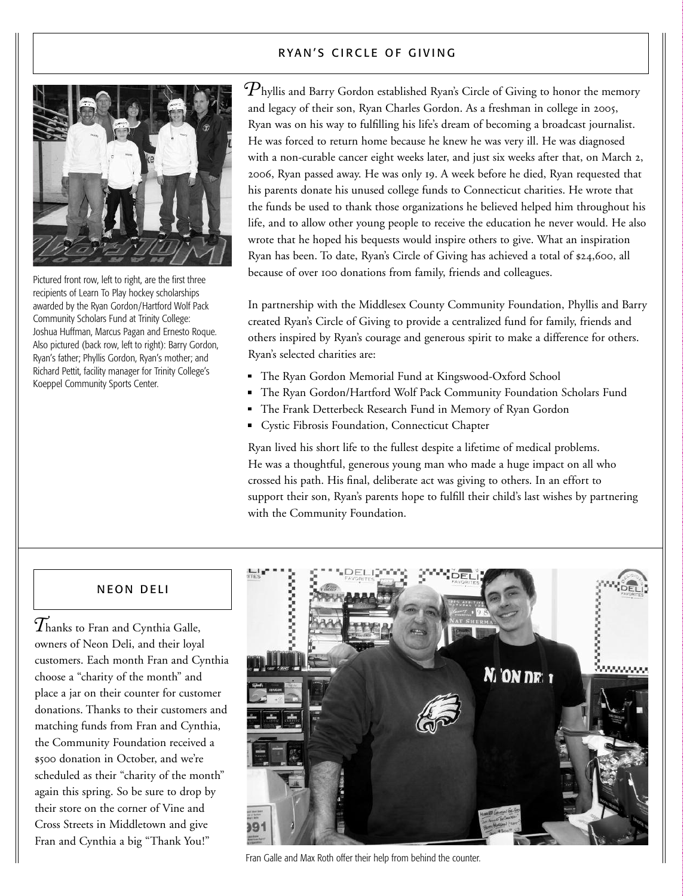## RYAN'S CIRCLE OF GIVING

Pictured front row, left to right, are the first three recipients of Learn To Play hockey scholarships awarded by the Ryan Gordon/Hartford Wolf Pack Community Scholars Fund at Trinity College: Joshua Huffman, Marcus Pagan and Ernesto Roque. Also pictured (back row, left to right): Barry Gordon, Ryan's father; Phyllis Gordon, Ryan's mother; and Richard Pettit, facility manager for Trinity College's Koeppel Community Sports Center.

Phyllis and Barry Gordon established Ryan's Circle of Giving to honor the memory and legacy of their son, Ryan Charles Gordon. As a freshman in college in 2005, Ryan was on his way to fulfilling his life's dream of becoming a broadcast journalist. He was forced to return home because he knew he was very ill. He was diagnosed with a non-curable cancer eight weeks later, and just six weeks after that, on March 2, 2006, Ryan passed away. He was only 19. A week before he died, Ryan requested that his parents donate his unused college funds to Connecticut charities. He wrote that the funds be used to thank those organizations he believed helped him throughout his life, and to allow other young people to receive the education he never would. He also wrote that he hoped his bequests would inspire others to give. What an inspiration Ryan has been. To date, Ryan's Circle of Giving has achieved a total of $24,600, all because of over 100 donations from family, friends and colleagues.

In partnership with the Middlesex County Community Foundation, Phyllis and Barry created Ryan's Circle of Giving to provide a centralized fund for family, friends and others inspired by Ryan's courage and generous spirit to make a difference for others. Ryan's selected charities are:

- The Ryan Gordon Memorial Fund at Kingswood-Oxford School
- The Ryan Gordon/Hartford Wolf Pack Community Foundation Scholars Fund
- The Frank Detterbeck Research Fund in Memory of Ryan Gordon
- Cystic Fibrosis Foundation, Connecticut Chapter

Ryan lived his short life to the fullest despite a lifetime of medical problems. He was a thoughtful, generous young man who made a huge impact on all who crossed his path. His final, deliberate act was giving to others. In an effort to support their son, Ryan's parents hope to fulfill their child's last wishes by partnering with the Community Foundation.

## NEON DELI

Thanks to Fran and Cynthia Galle, owners of Neon Deli, and their loyal customers. Each month Fran and Cynthia choose a "charity of the month" and place a jar on their counter for customer donations. Thanks to their customers and matching funds from Fran and Cynthia, the Community Foundation received a $500 donation in October, and we're scheduled as their "charity of the month" again this spring. So be sure to drop by their store on the corner of Vine and Cross Streets in Middletown and give Fran and Cynthia a big "Thank You!"

Fran Galle and Max Roth offer their help from behind the counter.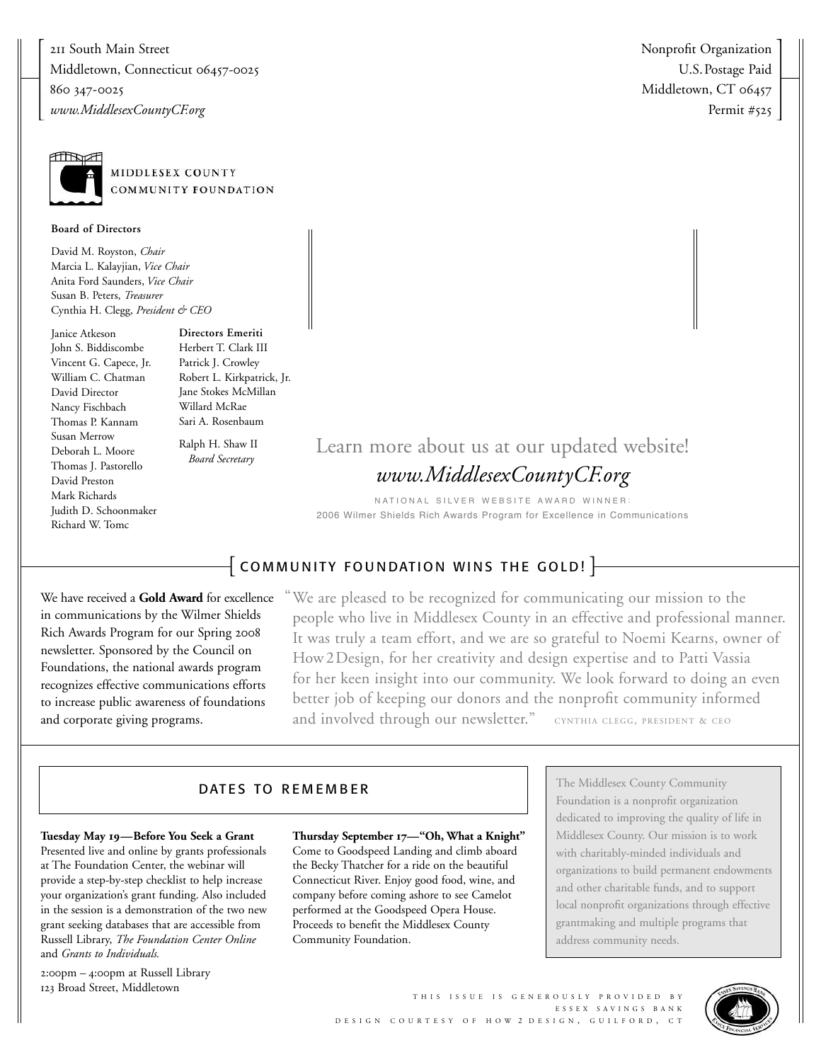211 South Main Street
Middletown, Connecticut 06457-0025
860 347-0025
*www.MiddlesexCountyCF.org*

Nonprofit Organization
U.S. Postage Paid
Middletown, CT 06457
Permit #525

MIDDLESEX COUNTY COMMUNITY FOUNDATION

**Board of Directors**

David M. Royston, *Chair*
Marcia L. Kalayjian, *Vice Chair*
Anita Ford Saunders, *Vice Chair*
Susan B. Peters, *Treasurer*
Cynthia H. Clegg, *President & CEO*

Janice Atkeson
John S. Biddiscombe
Vincent G. Capece, Jr.
William C. Chatman
David Director
Nancy Fischbach
Thomas P. Kannam
Susan Merrow
Deborah L. Moore
Thomas J. Pastorello
David Preston
Mark Richards
Judith D. Schoonmaker
Richard W. Tomc

**Directors Emeriti**
Herbert T. Clark III
Patrick J. Crowley
Robert L. Kirkpatrick, Jr.
Jane Stokes McMillan
Willard McRae
Sari A. Rosenbaum

Ralph H. Shaw II
*Board Secretary*

Learn more about us at our updated website!
*www.MiddlesexCountyCF.org*

NATIONAL SILVER WEBSITE AWARD WINNER:
2006 Wilmer Shields Rich Awards Program for Excellence in Communications

## [ COMMUNITY FOUNDATION WINS THE GOLD! ]

We have received a **Gold Award** for excellence in communications by the Wilmer Shields Rich Awards Program for our Spring 2008 newsletter. Sponsored by the Council on Foundations, the national awards program recognizes effective communications efforts to increase public awareness of foundations and corporate giving programs.

"We are pleased to be recognized for communicating our mission to the people who live in Middlesex County in an effective and professional manner. It was truly a team effort, and we are so grateful to Noemi Kearns, owner of How2Design, for her creativity and design expertise and to Patti Vassia for her keen insight into our community. We look forward to doing an even better job of keeping our donors and the nonprofit community informed and involved through our newsletter." CYNTHIA CLEGG, PRESIDENT & CEO

## DATES TO REMEMBER

**Tuesday May 19—Before You Seek a Grant**
Presented live and online by grants professionals at The Foundation Center, the webinar will provide a step-by-step checklist to help increase your organization's grant funding. Also included in the session is a demonstration of the two new grant seeking databases that are accessible from Russell Library, *The Foundation Center Online* and *Grants to Individuals.*

2:00pm – 4:00pm at Russell Library
123 Broad Street, Middletown

**Thursday September 17—"Oh, What a Knight"**
Come to Goodspeed Landing and climb aboard the Becky Thatcher for a ride on the beautiful Connecticut River. Enjoy good food, wine, and company before coming ashore to see Camelot performed at the Goodspeed Opera House. Proceeds to benefit the Middlesex County Community Foundation.

The Middlesex County Community Foundation is a nonprofit organization dedicated to improving the quality of life in Middlesex County. Our mission is to work with charitably-minded individuals and organizations to build permanent endowments and other charitable funds, and to support local nonprofit organizations through effective grantmaking and multiple programs that address community needs.

THIS ISSUE IS GENEROUSLY PROVIDED BY
ESSEX SAVINGS BANK
DESIGN COURTESY OF HOW 2 DESIGN, GUILFORD, CT